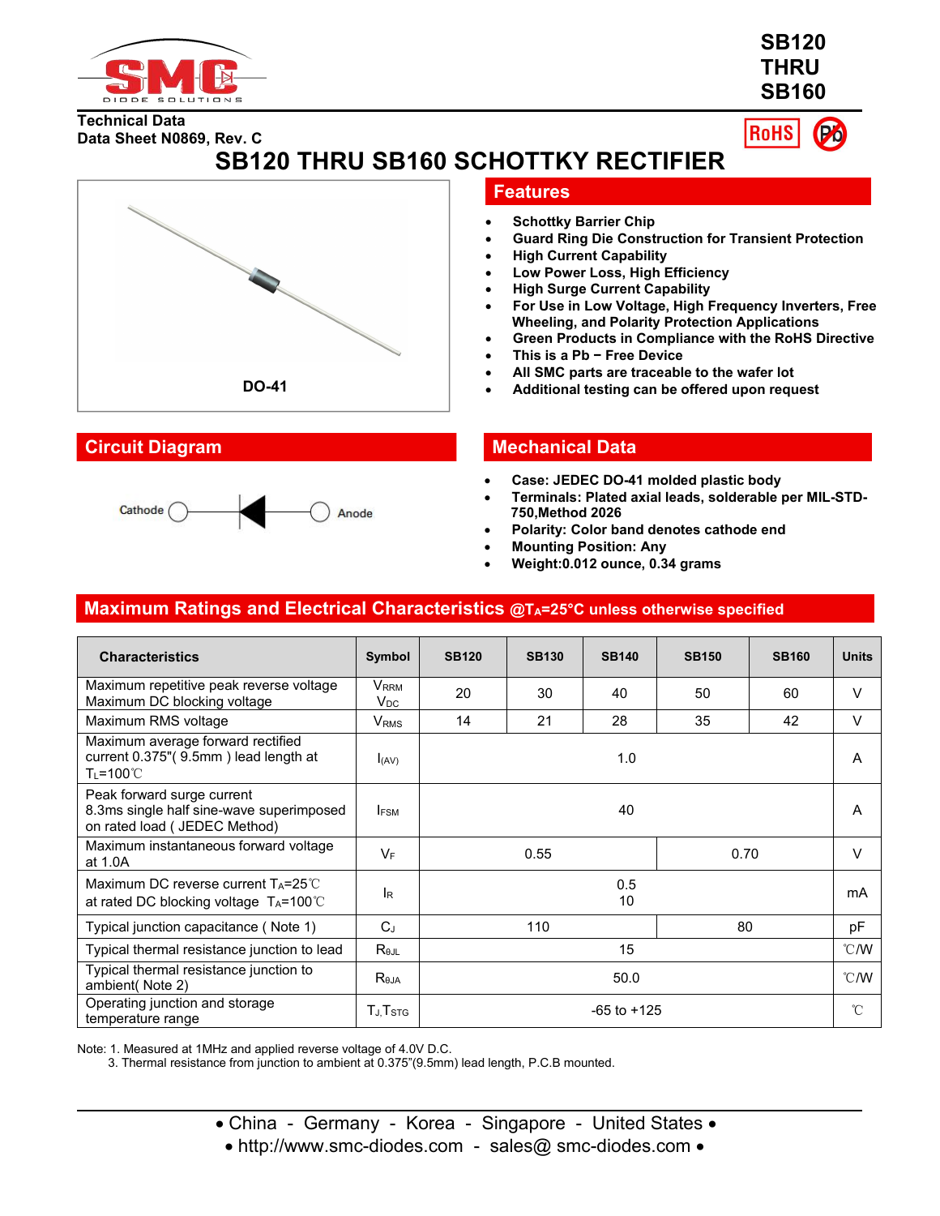SB120
THRU
SB160

Technical Data
Data Sheet N0869, Rev. C

# SB120 THRU SB160 SCHOTTKY RECTIFIER

DO-41

## Features

- Schottky Barrier Chip
- Guard Ring Die Construction for Transient Protection
- High Current Capability
- Low Power Loss, High Efficiency
- High Surge Current Capability
- For Use in Low Voltage, High Frequency Inverters, Free Wheeling, and Polarity Protection Applications
- Green Products in Compliance with the RoHS Directive
- This is a Pb − Free Device
- All SMC parts are traceable to the wafer lot
- Additional testing can be offered upon request

## Circuit Diagram

Cathode — Anode

## Mechanical Data

- Case: JEDEC DO-41 molded plastic body
- Terminals: Plated axial leads, solderable per MIL-STD-750,Method 2026
- Polarity: Color band denotes cathode end
- Mounting Position: Any
- Weight:0.012 ounce, 0.34 grams

## Maximum Ratings and Electrical Characteristics @$T_A$=25°C unless otherwise specified

| Characteristics | Symbol | SB120 | SB130 | SB140 | SB150 | SB160 | Units |
|---|---|---|---|---|---|---|---|
| Maximum repetitive peak reverse voltage<br>Maximum DC blocking voltage | $V_{RRM}$<br>$V_{DC}$ | 20 | 30 | 40 | 50 | 60 | V |
| Maximum RMS voltage | $V_{RMS}$ | 14 | 21 | 28 | 35 | 42 | V |
| Maximum average forward rectified current 0.375"( 9.5mm ) lead length at $T_L$=100℃ | $I_{(AV)}$ | 1.0 | | | | | A |
| Peak forward surge current 8.3ms single half sine-wave superimposed on rated load ( JEDEC Method) | $I_{FSM}$ | 40 | | | | | A |
| Maximum instantaneous forward voltage at 1.0A | $V_F$ | 0.55 | | | 0.70 | | V |
| Maximum DC reverse current $T_A$=25℃<br>at rated DC blocking voltage $T_A$=100℃ | $I_R$ | 0.5<br>10 | | | | | mA |
| Typical junction capacitance ( Note 1) | $C_J$ | 110 | | | 80 | | pF |
| Typical thermal resistance junction to lead | $R_{\theta JL}$ | 15 | | | | | ℃/W |
| Typical thermal resistance junction to ambient( Note 2) | $R_{\theta JA}$ | 50.0 | | | | | ℃/W |
| Operating junction and storage temperature range | $T_J$,$T_{STG}$ | -65 to +125 | | | | | ℃ |

Note: 1. Measured at 1MHz and applied reverse voltage of 4.0V D.C.
3. Thermal resistance from junction to ambient at 0.375"(9.5mm) lead length, P.C.B mounted.

• China - Germany - Korea - Singapore - United States •
• http://www.smc-diodes.com - sales@ smc-diodes.com •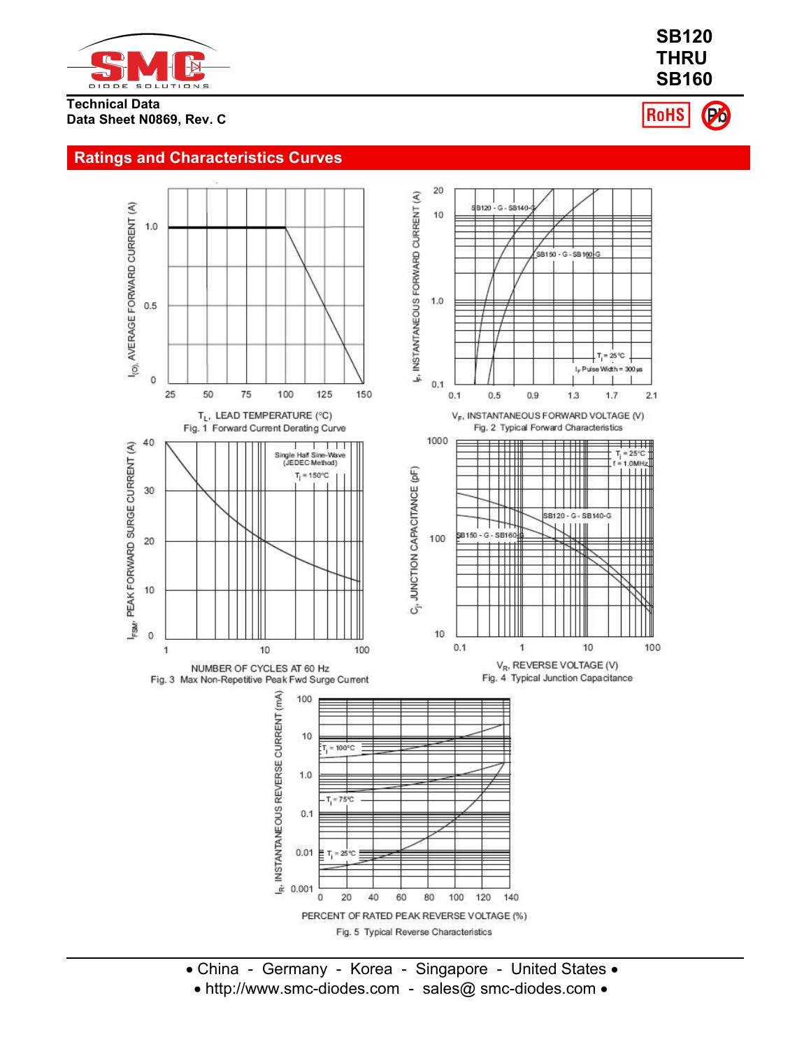# SB120 THRU SB160

**Technical Data**
**Data Sheet N0869, Rev. C**

## Ratings and Characteristics Curves

$I_{(O)}$, AVERAGE FORWARD CURRENT (A)

$T_L$, LEAD TEMPERATURE (°C)

Fig. 1 Forward Current Derating Curve

$I_F$, INSTANTANEOUS FORWARD CURRENT (A)

SB120 - G - SB140-G

SB150 - G - SB160-G

$T_J$ = 25°C

$I_F$ Pulse Width = 300 μs

$V_F$, INSTANTANEOUS FORWARD VOLTAGE (V)

Fig. 2 Typical Forward Characteristics

$I_{FSM}$, PEAK FORWARD SURGE CURRENT (A)

Single Half Sine-Wave (JEDEC Method)

$T_j$ = 150°C

NUMBER OF CYCLES AT 60 Hz

Fig. 3 Max Non-Repetitive Peak Fwd Surge Current

$C_j$, JUNCTION CAPACITANCE (pF)

$T_j$ = 25°C

f = 1.0MHz

SB120 - G - SB140-G

SB150 - G - SB160-G

$V_R$, REVERSE VOLTAGE (V)

Fig. 4 Typical Junction Capacitance

$I_R$, INSTANTANEOUS REVERSE CURRENT (mA)

$T_j$ = 100°C

$T_j$ = 75°C

$T_j$ = 25°C

PERCENT OF RATED PEAK REVERSE VOLTAGE (%)

Fig. 5 Typical Reverse Characteristics

• China - Germany - Korea - Singapore - United States •
• http://www.smc-diodes.com - sales@ smc-diodes.com •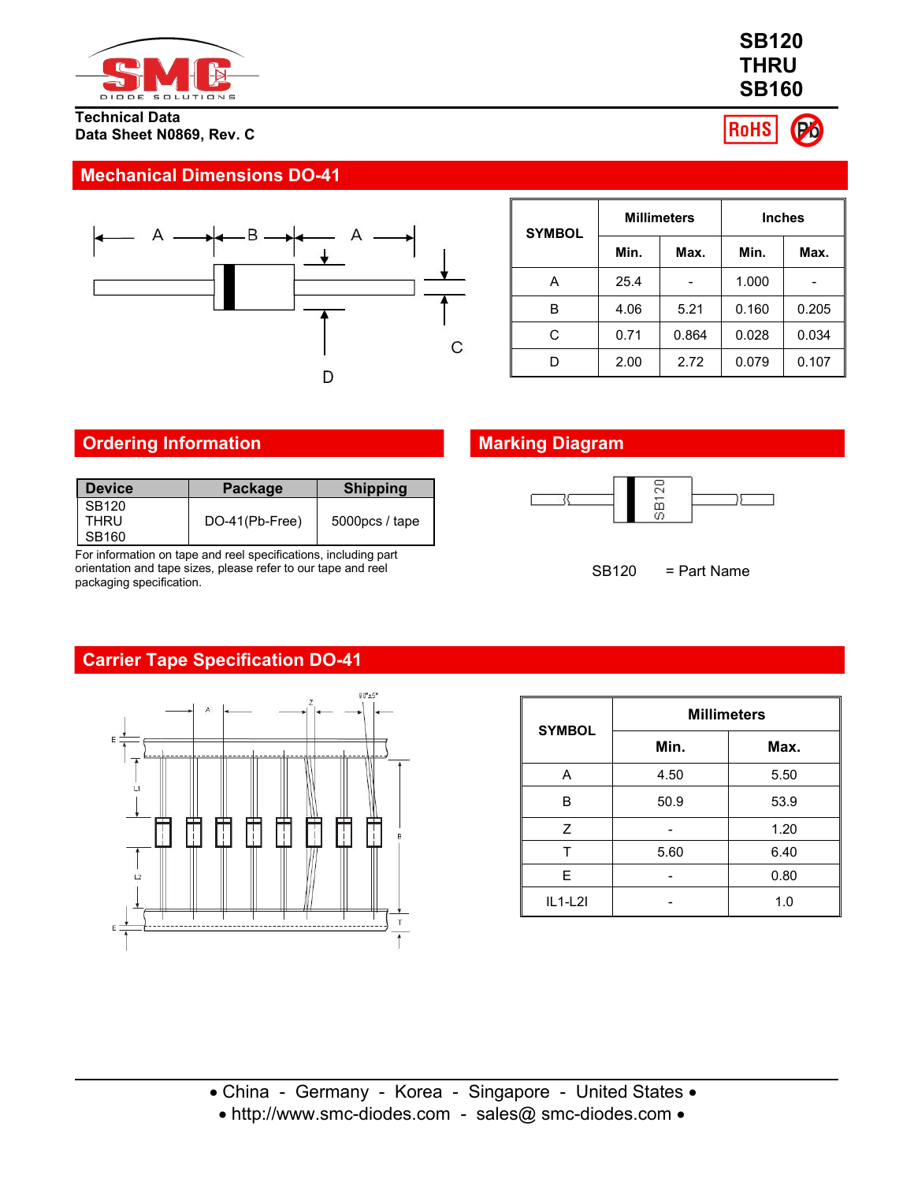SB120
THRU
SB160

Technical Data
Data Sheet N0869, Rev. C

## Mechanical Dimensions DO-41

| SYMBOL | Millimeters | | Inches | |
|---|---|---|---|---|
| | Min. | Max. | Min. | Max. |
| A | 25.4 | - | 1.000 | - |
| B | 4.06 | 5.21 | 0.160 | 0.205 |
| C | 0.71 | 0.864 | 0.028 | 0.034 |
| D | 2.00 | 2.72 | 0.079 | 0.107 |

## Ordering Information

| Device | Package | Shipping |
|---|---|---|
| SB120 THRU SB160 | DO-41(Pb-Free) | 5000pcs / tape |

For information on tape and reel specifications, including part orientation and tape sizes, please refer to our tape and reel packaging specification.

## Marking Diagram

SB120 = Part Name

## Carrier Tape Specification DO-41

| SYMBOL | Millimeters | |
|---|---|---|
| | Min. | Max. |
| A | 4.50 | 5.50 |
| B | 50.9 | 53.9 |
| Z | - | 1.20 |
| T | 5.60 | 6.40 |
| E | - | 0.80 |
| IL1-L2I | - | 1.0 |

• China - Germany - Korea - Singapore - United States •
• http://www.smc-diodes.com - sales@ smc-diodes.com •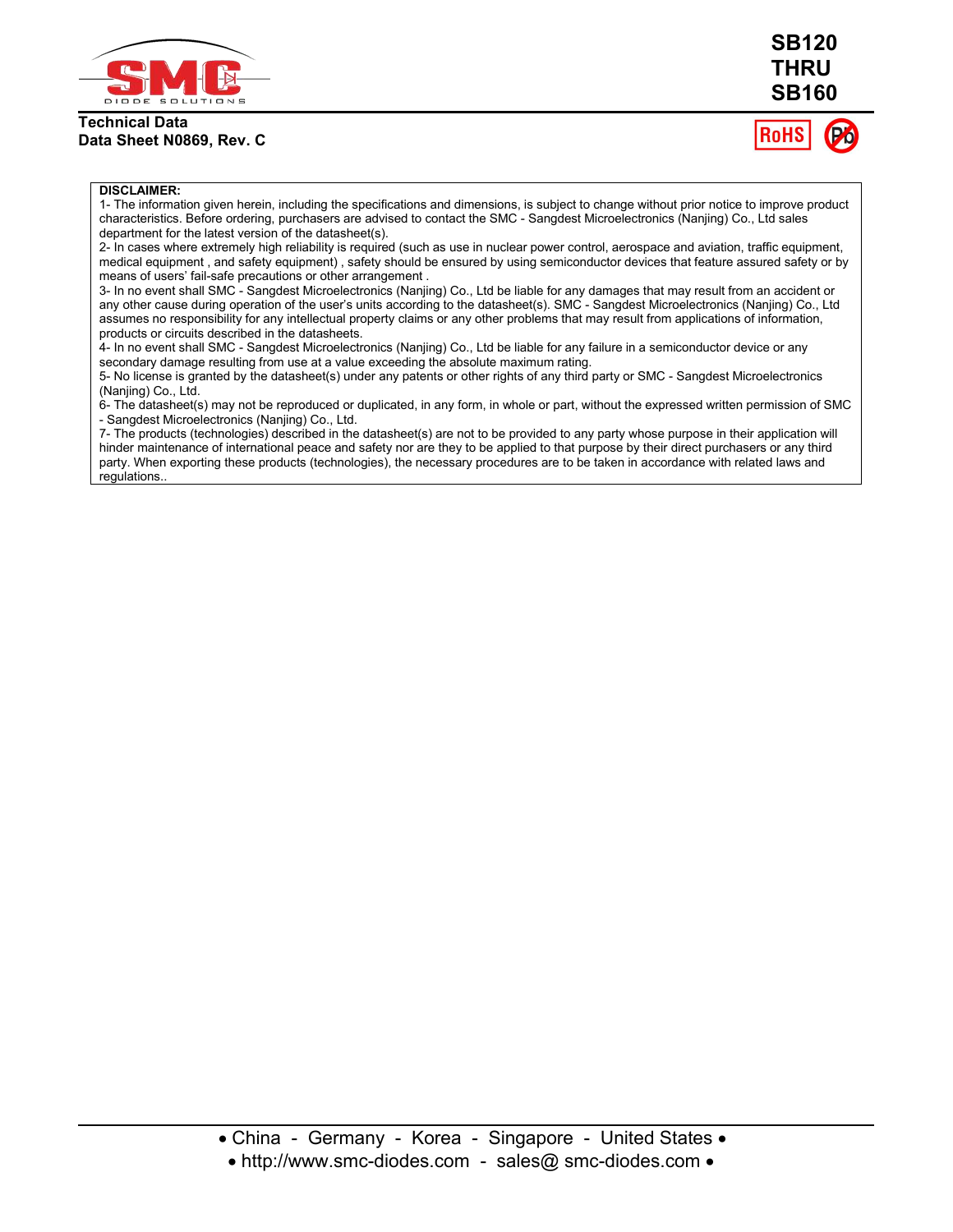**DISCLAIMER:**

1- The information given herein, including the specifications and dimensions, is subject to change without prior notice to improve product characteristics. Before ordering, purchasers are advised to contact the SMC - Sangdest Microelectronics (Nanjing) Co., Ltd sales department for the latest version of the datasheet(s).

2- In cases where extremely high reliability is required (such as use in nuclear power control, aerospace and aviation, traffic equipment, medical equipment , and safety equipment) , safety should be ensured by using semiconductor devices that feature assured safety or by means of users' fail-safe precautions or other arrangement .

3- In no event shall SMC - Sangdest Microelectronics (Nanjing) Co., Ltd be liable for any damages that may result from an accident or any other cause during operation of the user's units according to the datasheet(s). SMC - Sangdest Microelectronics (Nanjing) Co., Ltd assumes no responsibility for any intellectual property claims or any other problems that may result from applications of information, products or circuits described in the datasheets.

4- In no event shall SMC - Sangdest Microelectronics (Nanjing) Co., Ltd be liable for any failure in a semiconductor device or any secondary damage resulting from use at a value exceeding the absolute maximum rating.

5- No license is granted by the datasheet(s) under any patents or other rights of any third party or SMC - Sangdest Microelectronics (Nanjing) Co., Ltd.

6- The datasheet(s) may not be reproduced or duplicated, in any form, in whole or part, without the expressed written permission of SMC - Sangdest Microelectronics (Nanjing) Co., Ltd.

7- The products (technologies) described in the datasheet(s) are not to be provided to any party whose purpose in their application will hinder maintenance of international peace and safety nor are they to be applied to that purpose by their direct purchasers or any third party. When exporting these products (technologies), the necessary procedures are to be taken in accordance with related laws and regulations..